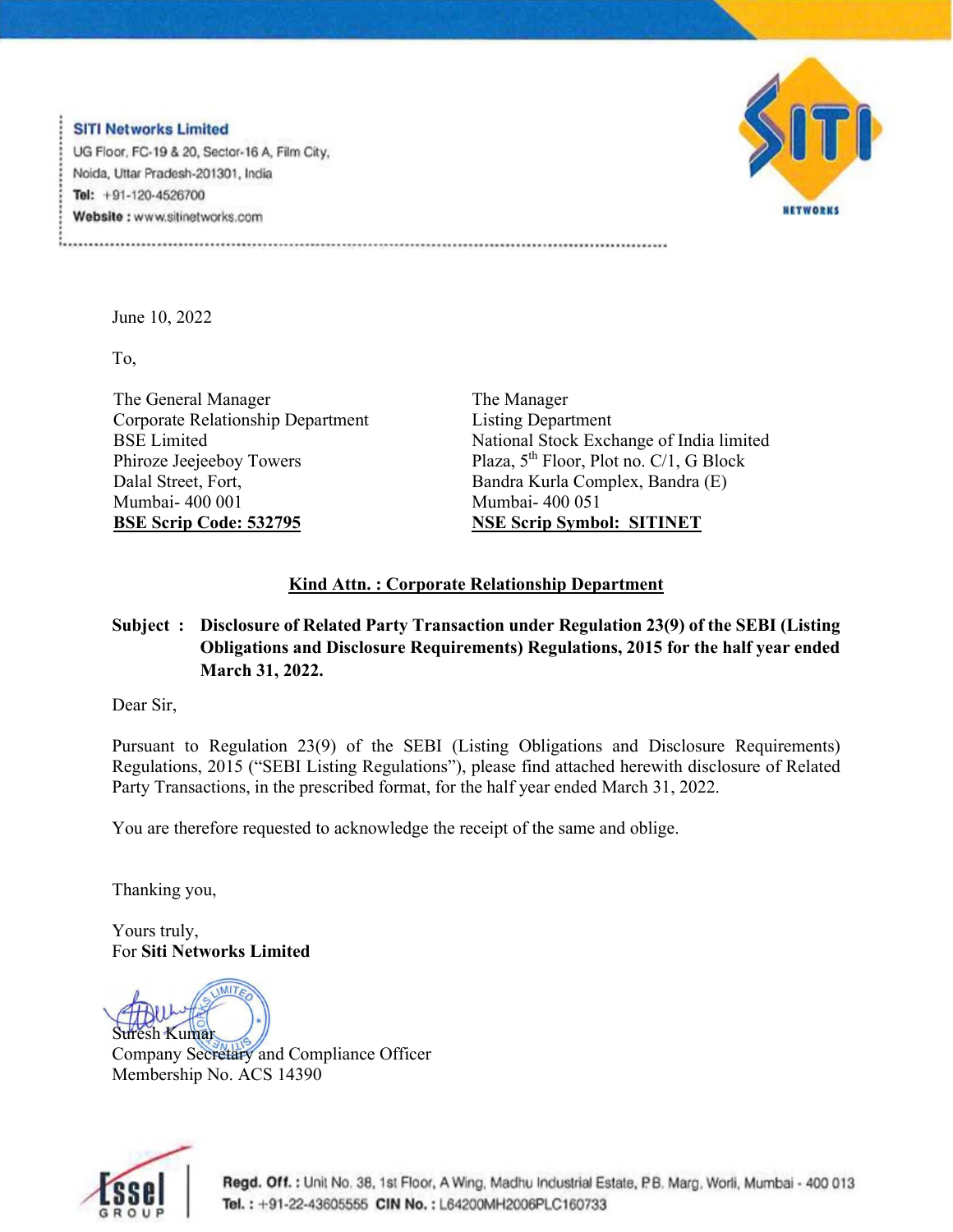**SITI Networks Limited**
UG Floor, FC-19 & 20, Sector-16 A, Film City,
Noida, Uttar Pradesh-201301, India
**Tel:** +91-120-4526700
**Website :** www.sitinetworks.com

June 10, 2022

To,

The General Manager
Corporate Relationship Department
BSE Limited
Phiroze Jeejeeboy Towers
Dalal Street, Fort,
Mumbai- 400 001
**BSE Scrip Code: 532795**

The Manager
Listing Department
National Stock Exchange of India limited
Plaza, 5th Floor, Plot no. C/1, G Block
Bandra Kurla Complex, Bandra (E)
Mumbai- 400 051
**NSE Scrip Symbol: SITINET**

**Kind Attn. : Corporate Relationship Department**

**Subject : Disclosure of Related Party Transaction under Regulation 23(9) of the SEBI (Listing Obligations and Disclosure Requirements) Regulations, 2015 for the half year ended March 31, 2022.**

Dear Sir,

Pursuant to Regulation 23(9) of the SEBI (Listing Obligations and Disclosure Requirements) Regulations, 2015 ("SEBI Listing Regulations"), please find attached herewith disclosure of Related Party Transactions, in the prescribed format, for the half year ended March 31, 2022.

You are therefore requested to acknowledge the receipt of the same and oblige.

Thanking you,

Yours truly,
For **Siti Networks Limited**

Suresh Kumar
Company Secretary and Compliance Officer
Membership No. ACS 14390

**Regd. Off. :** Unit No. 38, 1st Floor, A Wing, Madhu Industrial Estate, P.B. Marg, Worli, Mumbai - 400 013
**Tel. :** +91-22-43605555 **CIN No. :** L64200MH2006PLC160733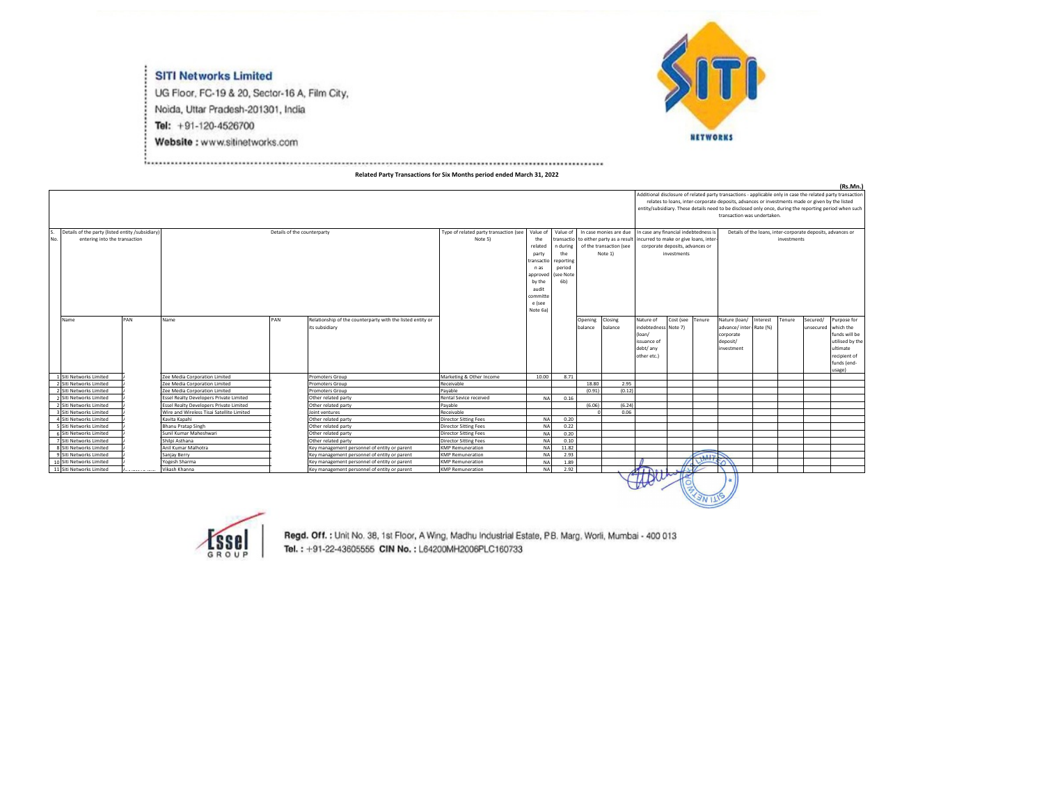**SITI Networks Limited**
UG Floor, FC-19 & 20, Sector-16 A, Film City,
Noida, Uttar Pradesh-201301, India
**Tel:** +91-120-4526700
**Website :** www.sitinetworks.com

**Related Party Transactions for Six Months period ended March 31, 2022**

**(Rs.Mn.)**

| S. No. | Details of the party (listed entity /subsidiary) entering into the transaction | | Details of the counterparty | | | Type of related party transaction (see Note 5) | Value of the related party transaction as approved by the audit committee (see Note 6a) | Value of transaction during the reporting period (see Note 6b) | In case monies are due to either party as a result of the transaction (see Note 1) | | Additional disclosure of related party transactions - applicable only in case the related party transaction relates to loans, inter-corporate deposits, advances or investments made or given by the listed entity/subsidiary. These details need to be disclosed only once, during the reporting period when such transaction was undertaken. In case any financial indebtedness is incurred to make or give loans, inter-corporate deposits, advances or investments | | | Details of the loans, inter-corporate deposits, advances or investments | | | | |
|---|---|---|---|---|---|---|---|---|---|---|---|---|---|---|---|---|---|---|
| | Name | PAN | Name | PAN | Relationship of the counterparty with the listed entity or its subsidiary | | | | Opening balance | Closing balance | Nature of indebtedness (loan/ issuance of debt/ any other etc.) | Cost (see Note 7) | Tenure | Nature (loan/ advance/ inter-corporate deposit/ investment | Interest Rate (%) | Tenure | Secured/ unsecured | Purpose for which the funds will be utilised by the ultimate recipient of funds (end-usage) |
| 1 | Siti Networks Limited | | Zee Media Corporation Limited | | Promoters Group | Marketing & Other Income | 10.00 | 8.71 | | | | | | | | | | |
| 2 | Siti Networks Limited | | Zee Media Corporation Limited | | Promoters Group | Receivable | | | 18.80 | 2.95 | | | | | | | | |
| 2 | Siti Networks Limited | | Zee Media Corporation Limited | | Promoters Group | Payable | | | (0.91) | (0.12) | | | | | | | | |
| 2 | Siti Networks Limited | | Essel Realty Developers Private Limited | | Other related party | Rental Sevice received | NA | 0.16 | | | | | | | | | | |
| 2 | Siti Networks Limited | | Essel Realty Developers Private Limited | | Other related party | Payable | | | (6.06) | (6.24) | | | | | | | | |
| 3 | Siti Networks Limited | | Wire and Wireless Tisai Satellite Limited | | Joint ventures | Receivable | | | 0 | 0.06 | | | | | | | | |
| 4 | Siti Networks Limited | | Kavita Kapahi | | Other related party | Director Sitting Fees | NA | 0.20 | | | | | | | | | | |
| 5 | Siti Networks Limited | | Bhanu Pratap Singh | | Other related party | Director Sitting Fees | NA | 0.22 | | | | | | | | | | |
| 6 | Siti Networks Limited | | Sunil Kumar Maheshwari | | Other related party | Director Sitting Fees | NA | 0.20 | | | | | | | | | | |
| 7 | Siti Networks Limited | | Shilpi Asthana | | Other related party | Director Sitting Fees | NA | 0.10 | | | | | | | | | | |
| 8 | Siti Networks Limited | | Anil Kumar Malhotra | | Key management personnel of entity or parent | KMP Remuneration | NA | 11.82 | | | | | | | | | | |
| 9 | Siti Networks Limited | | Sanjay Berry | | Key management personnel of entity or parent | KMP Remuneration | NA | 2.93 | | | | | | | | | | |
| 10 | Siti Networks Limited | | Yogesh Sharma | | Key management personnel of entity or parent | KMP Remuneration | NA | 1.89 | | | | | | | | | | |
| 11 | Siti Networks Limited | | Vikash Khanna | | Key management personnel of entity or parent | KMP Remuneration | NA | 2.92 | | | | | | | | | | |

**Regd. Off. :** Unit No. 38, 1st Floor, A Wing, Madhu Industrial Estate, P.B. Marg, Worli, Mumbai - 400 013
**Tel. :** +91-22-43605555 **CIN No. :** L64200MH2006PLC160733